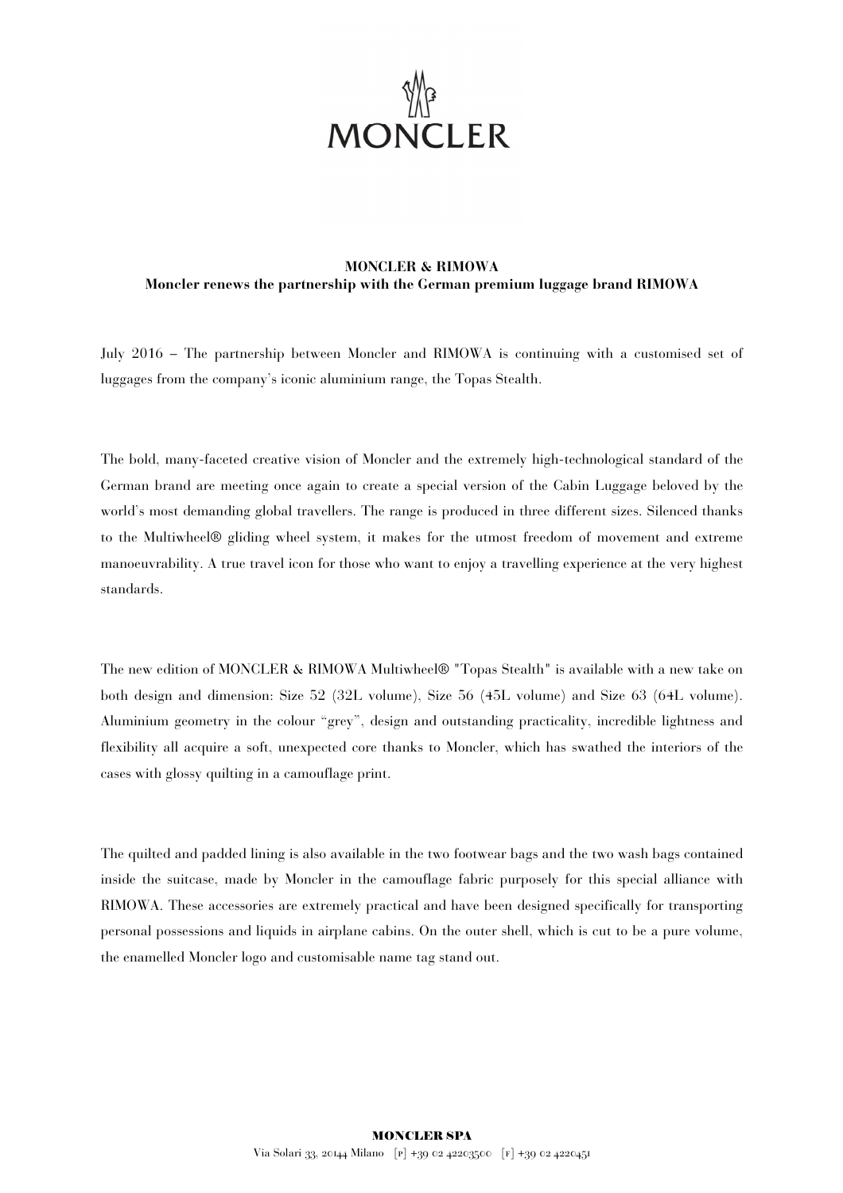**MONCLER & RIMOWA**
**Moncler renews the partnership with the German premium luggage brand RIMOWA**

July 2016 – The partnership between Moncler and RIMOWA is continuing with a customised set of luggages from the company's iconic aluminium range, the Topas Stealth.

The bold, many-faceted creative vision of Moncler and the extremely high-technological standard of the German brand are meeting once again to create a special version of the Cabin Luggage beloved by the world's most demanding global travellers. The range is produced in three different sizes. Silenced thanks to the Multiwheel® gliding wheel system, it makes for the utmost freedom of movement and extreme manoeuvrability. A true travel icon for those who want to enjoy a travelling experience at the very highest standards.

The new edition of MONCLER & RIMOWA Multiwheel® "Topas Stealth" is available with a new take on both design and dimension: Size 52 (32L volume), Size 56 (45L volume) and Size 63 (64L volume). Aluminium geometry in the colour "grey", design and outstanding practicality, incredible lightness and flexibility all acquire a soft, unexpected core thanks to Moncler, which has swathed the interiors of the cases with glossy quilting in a camouflage print.

The quilted and padded lining is also available in the two footwear bags and the two wash bags contained inside the suitcase, made by Moncler in the camouflage fabric purposely for this special alliance with RIMOWA. These accessories are extremely practical and have been designed specifically for transporting personal possessions and liquids in airplane cabins. On the outer shell, which is cut to be a pure volume, the enamelled Moncler logo and customisable name tag stand out.

**MONCLER SPA**
Via Solari 33, 20144 Milano [P] +39 02 42203500 [F] +39 02 4220451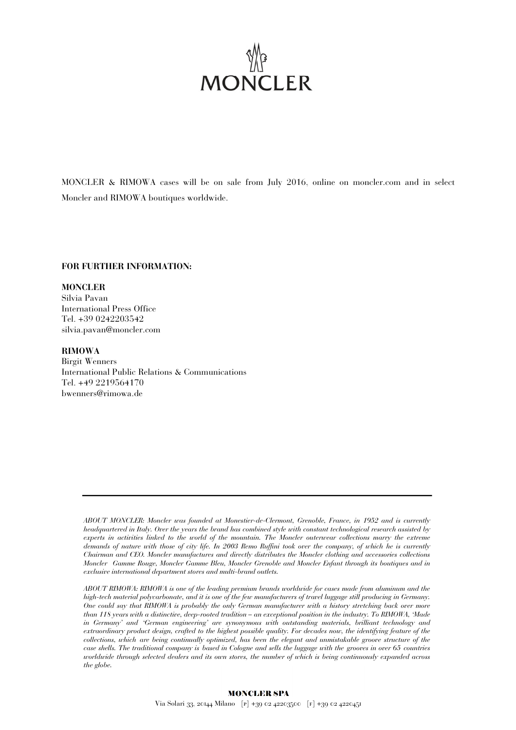MONCLER & RIMOWA cases will be on sale from July 2016, online on moncler.com and in select Moncler and RIMOWA boutiques worldwide.

**FOR FURTHER INFORMATION:**

**MONCLER**
Silvia Pavan
International Press Office
Tel. +39 0242203542
silvia.pavan@moncler.com

**RIMOWA**
Birgit Wenners
International Public Relations & Communications
Tel. +49 2219564170
bwenners@rimowa.de

---

*ABOUT MONCLER: Moncler was founded at Monestier-de-Clermont, Grenoble, France, in 1952 and is currently headquartered in Italy. Over the years the brand has combined style with constant technological research assisted by experts in activities linked to the world of the mountain. The Moncler outerwear collections marry the extreme demands of nature with those of city life. In 2003 Remo Ruffini took over the company, of which he is currently Chairman and CEO. Moncler manufactures and directly distributes the Moncler clothing and accessories collections Moncler Gamme Rouge, Moncler Gamme Bleu, Moncler Grenoble and Moncler Enfant through its boutiques and in exclusive international department stores and multi-brand outlets.*

*ABOUT RIMOWA: RIMOWA is one of the leading premium brands worldwide for cases made from aluminum and the high-tech material polycarbonate, and it is one of the few manufacturers of travel luggage still producing in Germany. One could say that RIMOWA is probably the only German manufacturer with a history stretching back over more than 118 years with a distinctive, deep-rooted tradition – an exceptional position in the industry. To RIMOWA, 'Made in Germany' and 'German engineering' are synonymous with outstanding materials, brilliant technology and extraordinary product design, crafted to the highest possible quality. For decades now, the identifying feature of the collections, which are being continually optimized, has been the elegant and unmistakable groove structure of the case shells. The traditional company is based in Cologne and sells the luggage with the grooves in over 65 countries worldwide through selected dealers and its own stores, the number of which is being continuously expanded across the globe.*

**MONCLER SPA**
Via Solari 33, 20144 Milano [P] +39 02 42203500 [F] +39 02 4220451